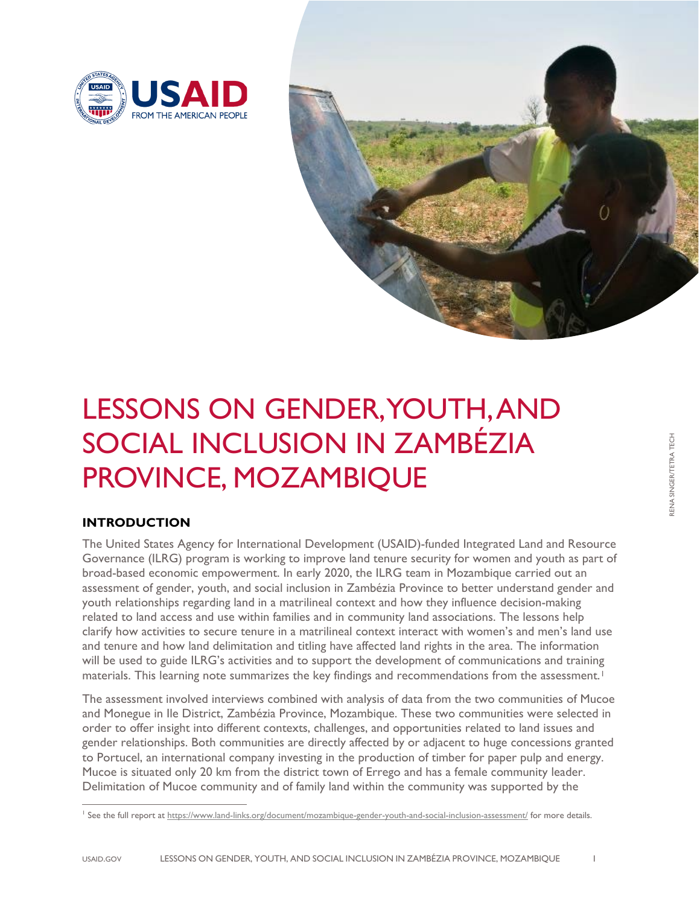# LESSONS ON GENDER, YOUTH, AND SOCIAL INCLUSION IN ZAMBÉZIA PROVINCE, MOZAMBIQUE

RENA SINGER/TETRA TECH

## INTRODUCTION

The United States Agency for International Development (USAID)-funded Integrated Land and Resource Governance (ILRG) program is working to improve land tenure security for women and youth as part of broad-based economic empowerment. In early 2020, the ILRG team in Mozambique carried out an assessment of gender, youth, and social inclusion in Zambézia Province to better understand gender and youth relationships regarding land in a matrilineal context and how they influence decision-making related to land access and use within families and in community land associations. The lessons help clarify how activities to secure tenure in a matrilineal context interact with women's and men's land use and tenure and how land delimitation and titling have affected land rights in the area. The information will be used to guide ILRG's activities and to support the development of communications and training materials. This learning note summarizes the key findings and recommendations from the assessment.[1]

The assessment involved interviews combined with analysis of data from the two communities of Mucoe and Monegue in Ile District, Zambézia Province, Mozambique. These two communities were selected in order to offer insight into different contexts, challenges, and opportunities related to land issues and gender relationships. Both communities are directly affected by or adjacent to huge concessions granted to Portucel, an international company investing in the production of timber for paper pulp and energy. Mucoe is situated only 20 km from the district town of Errego and has a female community leader. Delimitation of Mucoe community and of family land within the community was supported by the

---

[1] See the full report at https://www.land-links.org/document/mozambique-gender-youth-and-social-inclusion-assessment/ for more details.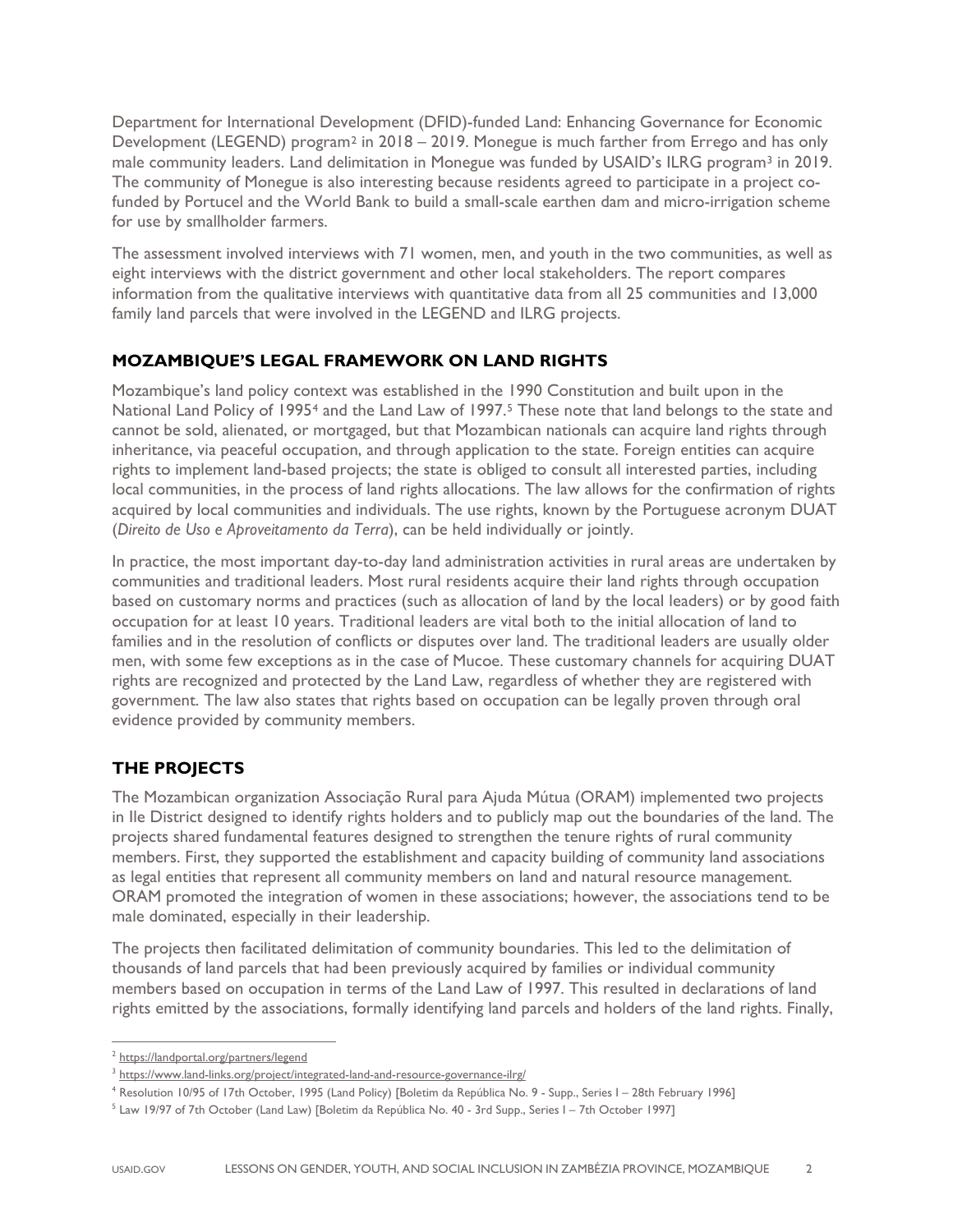Department for International Development (DFID)-funded Land: Enhancing Governance for Economic Development (LEGEND) program[2] in 2018 – 2019. Monegue is much farther from Errego and has only male community leaders. Land delimitation in Monegue was funded by USAID's ILRG program[3] in 2019. The community of Monegue is also interesting because residents agreed to participate in a project co-funded by Portucel and the World Bank to build a small-scale earthen dam and micro-irrigation scheme for use by smallholder farmers.

The assessment involved interviews with 71 women, men, and youth in the two communities, as well as eight interviews with the district government and other local stakeholders. The report compares information from the qualitative interviews with quantitative data from all 25 communities and 13,000 family land parcels that were involved in the LEGEND and ILRG projects.

## MOZAMBIQUE'S LEGAL FRAMEWORK ON LAND RIGHTS

Mozambique's land policy context was established in the 1990 Constitution and built upon in the National Land Policy of 1995[4] and the Land Law of 1997.[5] These note that land belongs to the state and cannot be sold, alienated, or mortgaged, but that Mozambican nationals can acquire land rights through inheritance, via peaceful occupation, and through application to the state. Foreign entities can acquire rights to implement land-based projects; the state is obliged to consult all interested parties, including local communities, in the process of land rights allocations. The law allows for the confirmation of rights acquired by local communities and individuals. The use rights, known by the Portuguese acronym DUAT (*Direito de Uso e Aproveitamento da Terra*), can be held individually or jointly.

In practice, the most important day-to-day land administration activities in rural areas are undertaken by communities and traditional leaders. Most rural residents acquire their land rights through occupation based on customary norms and practices (such as allocation of land by the local leaders) or by good faith occupation for at least 10 years. Traditional leaders are vital both to the initial allocation of land to families and in the resolution of conflicts or disputes over land. The traditional leaders are usually older men, with some few exceptions as in the case of Mucoe. These customary channels for acquiring DUAT rights are recognized and protected by the Land Law, regardless of whether they are registered with government. The law also states that rights based on occupation can be legally proven through oral evidence provided by community members.

## THE PROJECTS

The Mozambican organization Associação Rural para Ajuda Mútua (ORAM) implemented two projects in Ile District designed to identify rights holders and to publicly map out the boundaries of the land. The projects shared fundamental features designed to strengthen the tenure rights of rural community members. First, they supported the establishment and capacity building of community land associations as legal entities that represent all community members on land and natural resource management. ORAM promoted the integration of women in these associations; however, the associations tend to be male dominated, especially in their leadership.

The projects then facilitated delimitation of community boundaries. This led to the delimitation of thousands of land parcels that had been previously acquired by families or individual community members based on occupation in terms of the Land Law of 1997. This resulted in declarations of land rights emitted by the associations, formally identifying land parcels and holders of the land rights. Finally,

---

[2] https://landportal.org/partners/legend

[3] https://www.land-links.org/project/integrated-land-and-resource-governance-ilrg/

[4] Resolution 10/95 of 17th October, 1995 (Land Policy) [Boletim da República No. 9 - Supp., Series I – 28th February 1996]

[5] Law 19/97 of 7th October (Land Law) [Boletim da República No. 40 - 3rd Supp., Series I – 7th October 1997]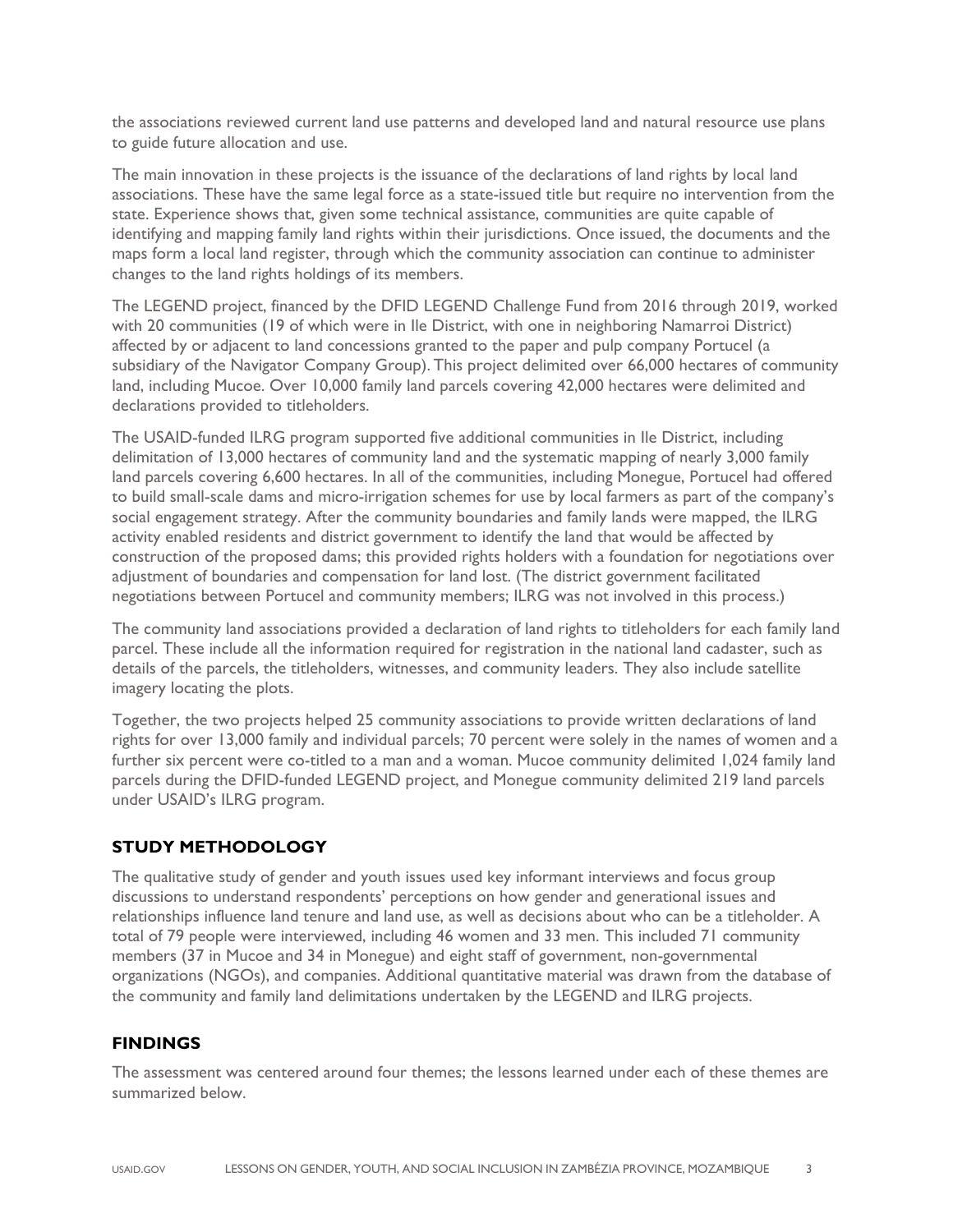the associations reviewed current land use patterns and developed land and natural resource use plans to guide future allocation and use.

The main innovation in these projects is the issuance of the declarations of land rights by local land associations. These have the same legal force as a state-issued title but require no intervention from the state. Experience shows that, given some technical assistance, communities are quite capable of identifying and mapping family land rights within their jurisdictions. Once issued, the documents and the maps form a local land register, through which the community association can continue to administer changes to the land rights holdings of its members.

The LEGEND project, financed by the DFID LEGEND Challenge Fund from 2016 through 2019, worked with 20 communities (19 of which were in Ile District, with one in neighboring Namarroi District) affected by or adjacent to land concessions granted to the paper and pulp company Portucel (a subsidiary of the Navigator Company Group). This project delimited over 66,000 hectares of community land, including Mucoe. Over 10,000 family land parcels covering 42,000 hectares were delimited and declarations provided to titleholders.

The USAID-funded ILRG program supported five additional communities in Ile District, including delimitation of 13,000 hectares of community land and the systematic mapping of nearly 3,000 family land parcels covering 6,600 hectares. In all of the communities, including Monegue, Portucel had offered to build small-scale dams and micro-irrigation schemes for use by local farmers as part of the company's social engagement strategy. After the community boundaries and family lands were mapped, the ILRG activity enabled residents and district government to identify the land that would be affected by construction of the proposed dams; this provided rights holders with a foundation for negotiations over adjustment of boundaries and compensation for land lost. (The district government facilitated negotiations between Portucel and community members; ILRG was not involved in this process.)

The community land associations provided a declaration of land rights to titleholders for each family land parcel. These include all the information required for registration in the national land cadaster, such as details of the parcels, the titleholders, witnesses, and community leaders. They also include satellite imagery locating the plots.

Together, the two projects helped 25 community associations to provide written declarations of land rights for over 13,000 family and individual parcels; 70 percent were solely in the names of women and a further six percent were co-titled to a man and a woman. Mucoe community delimited 1,024 family land parcels during the DFID-funded LEGEND project, and Monegue community delimited 219 land parcels under USAID's ILRG program.

## STUDY METHODOLOGY

The qualitative study of gender and youth issues used key informant interviews and focus group discussions to understand respondents' perceptions on how gender and generational issues and relationships influence land tenure and land use, as well as decisions about who can be a titleholder. A total of 79 people were interviewed, including 46 women and 33 men. This included 71 community members (37 in Mucoe and 34 in Monegue) and eight staff of government, non-governmental organizations (NGOs), and companies. Additional quantitative material was drawn from the database of the community and family land delimitations undertaken by the LEGEND and ILRG projects.

## FINDINGS

The assessment was centered around four themes; the lessons learned under each of these themes are summarized below.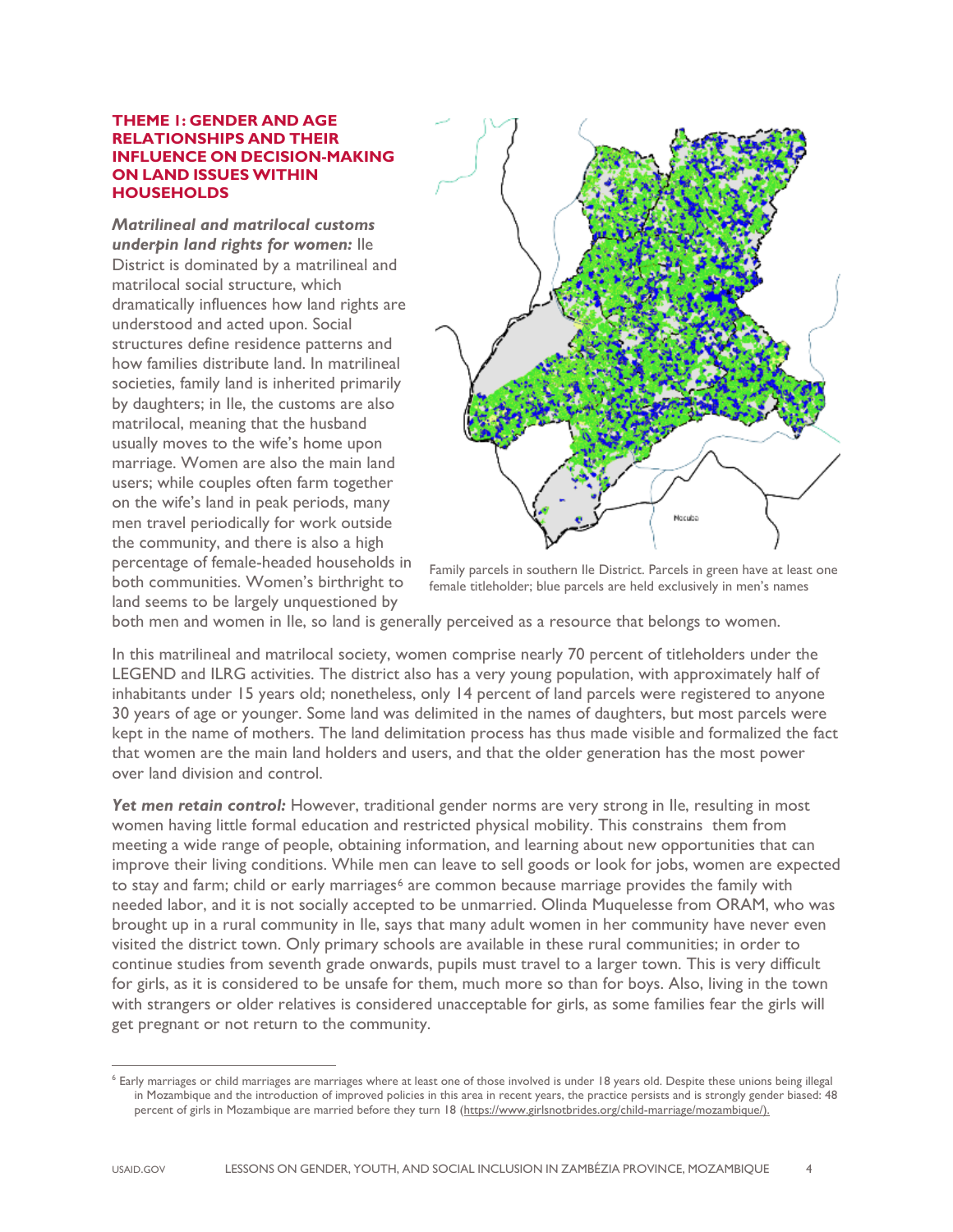### THEME 1: GENDER AND AGE RELATIONSHIPS AND THEIR INFLUENCE ON DECISION-MAKING ON LAND ISSUES WITHIN HOUSEHOLDS

***Matrilineal and matrilocal customs underpin land rights for women:*** Ile District is dominated by a matrilineal and matrilocal social structure, which dramatically influences how land rights are understood and acted upon. Social structures define residence patterns and how families distribute land. In matrilineal societies, family land is inherited primarily by daughters; in Ile, the customs are also matrilocal, meaning that the husband usually moves to the wife's home upon marriage. Women are also the main land users; while couples often farm together on the wife's land in peak periods, many men travel periodically for work outside the community, and there is also a high percentage of female-headed households in both communities. Women's birthright to land seems to be largely unquestioned by both men and women in Ile, so land is generally perceived as a resource that belongs to women.

Family parcels in southern Ile District. Parcels in green have at least one female titleholder; blue parcels are held exclusively in men's names

In this matrilineal and matrilocal society, women comprise nearly 70 percent of titleholders under the LEGEND and ILRG activities. The district also has a very young population, with approximately half of inhabitants under 15 years old; nonetheless, only 14 percent of land parcels were registered to anyone 30 years of age or younger. Some land was delimited in the names of daughters, but most parcels were kept in the name of mothers. The land delimitation process has thus made visible and formalized the fact that women are the main land holders and users, and that the older generation has the most power over land division and control.

***Yet men retain control:*** However, traditional gender norms are very strong in Ile, resulting in most women having little formal education and restricted physical mobility. This constrains them from meeting a wide range of people, obtaining information, and learning about new opportunities that can improve their living conditions. While men can leave to sell goods or look for jobs, women are expected to stay and farm; child or early marriages[6] are common because marriage provides the family with needed labor, and it is not socially accepted to be unmarried. Olinda Muquelesse from ORAM, who was brought up in a rural community in Ile, says that many adult women in her community have never even visited the district town. Only primary schools are available in these rural communities; in order to continue studies from seventh grade onwards, pupils must travel to a larger town. This is very difficult for girls, as it is considered to be unsafe for them, much more so than for boys. Also, living in the town with strangers or older relatives is considered unacceptable for girls, as some families fear the girls will get pregnant or not return to the community.

[6] Early marriages or child marriages are marriages where at least one of those involved is under 18 years old. Despite these unions being illegal in Mozambique and the introduction of improved policies in this area in recent years, the practice persists and is strongly gender biased: 48 percent of girls in Mozambique are married before they turn 18 (https://www.girlsnotbrides.org/child-marriage/mozambique/).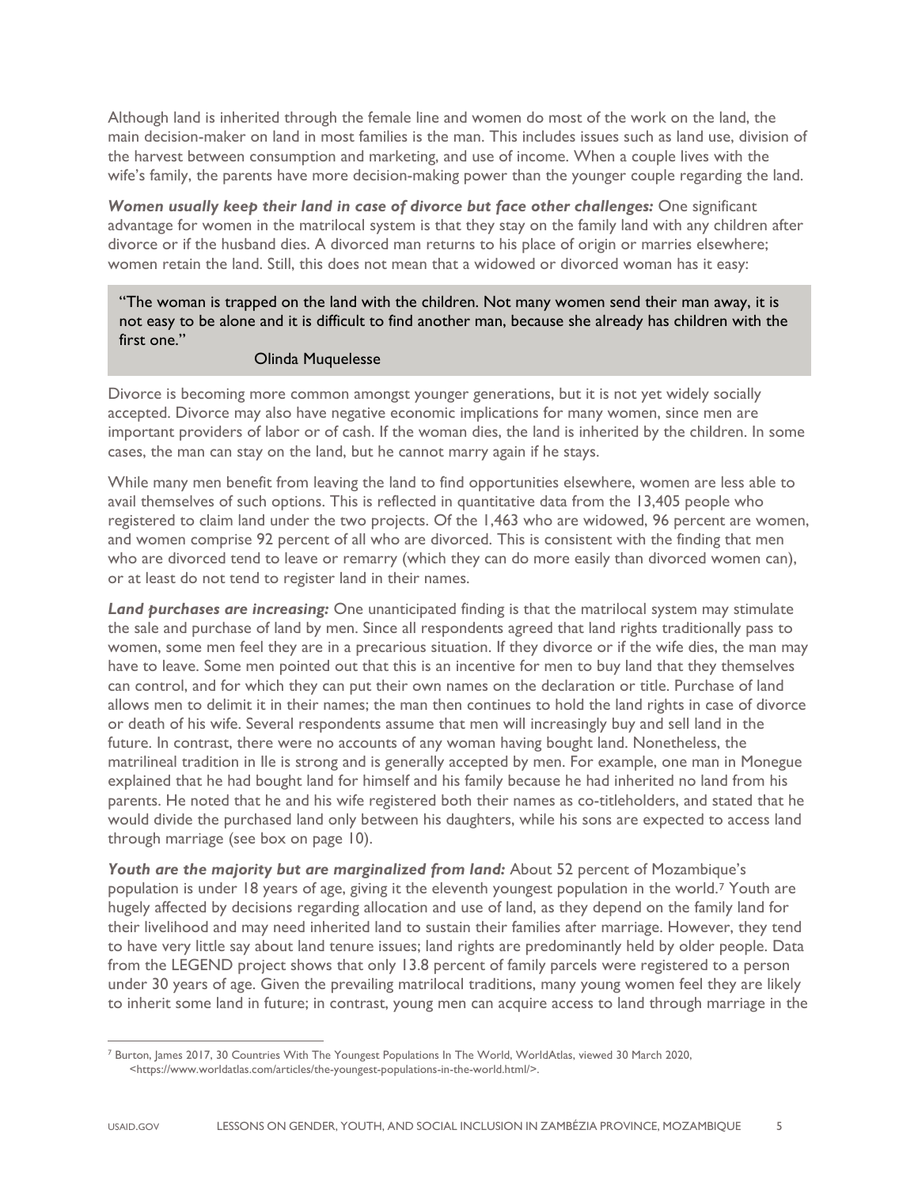Although land is inherited through the female line and women do most of the work on the land, the main decision-maker on land in most families is the man. This includes issues such as land use, division of the harvest between consumption and marketing, and use of income. When a couple lives with the wife's family, the parents have more decision-making power than the younger couple regarding the land.

***Women usually keep their land in case of divorce but face other challenges:*** One significant advantage for women in the matrilocal system is that they stay on the family land with any children after divorce or if the husband dies. A divorced man returns to his place of origin or marries elsewhere; women retain the land. Still, this does not mean that a widowed or divorced woman has it easy:

> "The woman is trapped on the land with the children. Not many women send their man away, it is not easy to be alone and it is difficult to find another man, because she already has children with the first one."
>
> Olinda Muquelesse

Divorce is becoming more common amongst younger generations, but it is not yet widely socially accepted. Divorce may also have negative economic implications for many women, since men are important providers of labor or of cash. If the woman dies, the land is inherited by the children. In some cases, the man can stay on the land, but he cannot marry again if he stays.

While many men benefit from leaving the land to find opportunities elsewhere, women are less able to avail themselves of such options. This is reflected in quantitative data from the 13,405 people who registered to claim land under the two projects. Of the 1,463 who are widowed, 96 percent are women, and women comprise 92 percent of all who are divorced. This is consistent with the finding that men who are divorced tend to leave or remarry (which they can do more easily than divorced women can), or at least do not tend to register land in their names.

***Land purchases are increasing:*** One unanticipated finding is that the matrilocal system may stimulate the sale and purchase of land by men. Since all respondents agreed that land rights traditionally pass to women, some men feel they are in a precarious situation. If they divorce or if the wife dies, the man may have to leave. Some men pointed out that this is an incentive for men to buy land that they themselves can control, and for which they can put their own names on the declaration or title. Purchase of land allows men to delimit it in their names; the man then continues to hold the land rights in case of divorce or death of his wife. Several respondents assume that men will increasingly buy and sell land in the future. In contrast, there were no accounts of any woman having bought land. Nonetheless, the matrilineal tradition in Ile is strong and is generally accepted by men. For example, one man in Monegue explained that he had bought land for himself and his family because he had inherited no land from his parents. He noted that he and his wife registered both their names as co-titleholders, and stated that he would divide the purchased land only between his daughters, while his sons are expected to access land through marriage (see box on page 10).

***Youth are the majority but are marginalized from land:*** About 52 percent of Mozambique's population is under 18 years of age, giving it the eleventh youngest population in the world.[7] Youth are hugely affected by decisions regarding allocation and use of land, as they depend on the family land for their livelihood and may need inherited land to sustain their families after marriage. However, they tend to have very little say about land tenure issues; land rights are predominantly held by older people. Data from the LEGEND project shows that only 13.8 percent of family parcels were registered to a person under 30 years of age. Given the prevailing matrilocal traditions, many young women feel they are likely to inherit some land in future; in contrast, young men can acquire access to land through marriage in the

---

[7] Burton, James 2017, 30 Countries With The Youngest Populations In The World, WorldAtlas, viewed 30 March 2020, <https://www.worldatlas.com/articles/the-youngest-populations-in-the-world.html/>.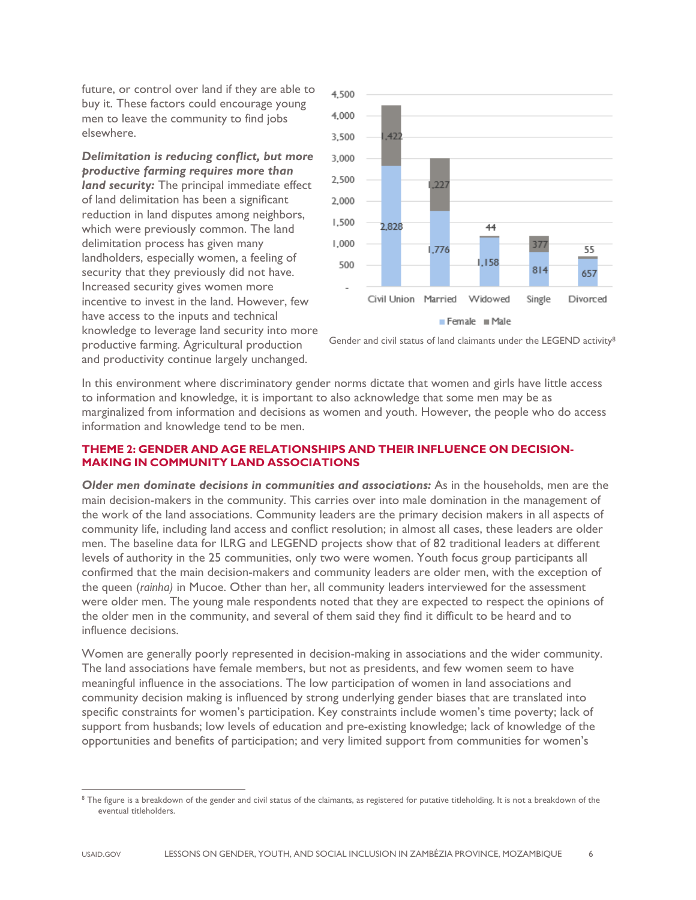future, or control over land if they are able to buy it. These factors could encourage young men to leave the community to find jobs elsewhere.

***Delimitation is reducing conflict, but more productive farming requires more than land security:*** The principal immediate effect of land delimitation has been a significant reduction in land disputes among neighbors, which were previously common. The land delimitation process has given many landholders, especially women, a feeling of security that they previously did not have. Increased security gives women more incentive to invest in the land. However, few have access to the inputs and technical knowledge to leverage land security into more productive farming. Agricultural production and productivity continue largely unchanged.

| | Civil Union | Married | Widowed | Single | Divorced |
|---|---|---|---|---|---|
| Female | 2,828 | 1,776 | 1,158 | 814 | 657 |
| Male | 1,422 | 1,227 | 44 | 377 | 55 |

Gender and civil status of land claimants under the LEGEND activity[8]

In this environment where discriminatory gender norms dictate that women and girls have little access to information and knowledge, it is important to also acknowledge that some men may be as marginalized from information and decisions as women and youth. However, the people who do access information and knowledge tend to be men.

## THEME 2: GENDER AND AGE RELATIONSHIPS AND THEIR INFLUENCE ON DECISION-MAKING IN COMMUNITY LAND ASSOCIATIONS

***Older men dominate decisions in communities and associations:*** As in the households, men are the main decision-makers in the community. This carries over into male domination in the management of the work of the land associations. Community leaders are the primary decision makers in all aspects of community life, including land access and conflict resolution; in almost all cases, these leaders are older men. The baseline data for ILRG and LEGEND projects show that of 82 traditional leaders at different levels of authority in the 25 communities, only two were women. Youth focus group participants all confirmed that the main decision-makers and community leaders are older men, with the exception of the queen (*rainha)* in Mucoe. Other than her, all community leaders interviewed for the assessment were older men. The young male respondents noted that they are expected to respect the opinions of the older men in the community, and several of them said they find it difficult to be heard and to influence decisions.

Women are generally poorly represented in decision-making in associations and the wider community. The land associations have female members, but not as presidents, and few women seem to have meaningful influence in the associations. The low participation of women in land associations and community decision making is influenced by strong underlying gender biases that are translated into specific constraints for women's participation. Key constraints include women's time poverty; lack of support from husbands; low levels of education and pre-existing knowledge; lack of knowledge of the opportunities and benefits of participation; and very limited support from communities for women's

---

[8] The figure is a breakdown of the gender and civil status of the claimants, as registered for putative titleholding. It is not a breakdown of the eventual titleholders.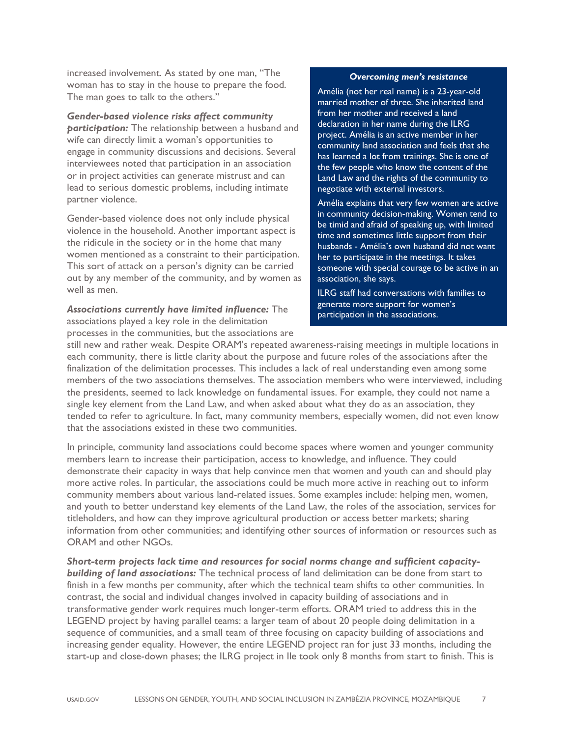increased involvement. As stated by one man, "The woman has to stay in the house to prepare the food. The man goes to talk to the others."

***Gender-based violence risks affect community participation:*** The relationship between a husband and wife can directly limit a woman's opportunities to engage in community discussions and decisions. Several interviewees noted that participation in an association or in project activities can generate mistrust and can lead to serious domestic problems, including intimate partner violence.

Gender-based violence does not only include physical violence in the household. Another important aspect is the ridicule in the society or in the home that many women mentioned as a constraint to their participation. This sort of attack on a person's dignity can be carried out by any member of the community, and by women as well as men.

> ***Overcoming men's resistance***
>
> Amélia (not her real name) is a 23-year-old married mother of three. She inherited land from her mother and received a land declaration in her name during the ILRG project. Amélia is an active member in her community land association and feels that she has learned a lot from trainings. She is one of the few people who know the content of the Land Law and the rights of the community to negotiate with external investors.
>
> Amélia explains that very few women are active in community decision-making. Women tend to be timid and afraid of speaking up, with limited time and sometimes little support from their husbands - Amélia's own husband did not want her to participate in the meetings. It takes someone with special courage to be active in an association, she says.
>
> ILRG staff had conversations with families to generate more support for women's participation in the associations.

***Associations currently have limited influence:*** The associations played a key role in the delimitation processes in the communities, but the associations are still new and rather weak. Despite ORAM's repeated awareness-raising meetings in multiple locations in each community, there is little clarity about the purpose and future roles of the associations after the finalization of the delimitation processes. This includes a lack of real understanding even among some members of the two associations themselves. The association members who were interviewed, including the presidents, seemed to lack knowledge on fundamental issues. For example, they could not name a single key element from the Land Law, and when asked about what they do as an association, they tended to refer to agriculture. In fact, many community members, especially women, did not even know that the associations existed in these two communities.

In principle, community land associations could become spaces where women and younger community members learn to increase their participation, access to knowledge, and influence. They could demonstrate their capacity in ways that help convince men that women and youth can and should play more active roles. In particular, the associations could be much more active in reaching out to inform community members about various land-related issues. Some examples include: helping men, women, and youth to better understand key elements of the Land Law, the roles of the association, services for titleholders, and how can they improve agricultural production or access better markets; sharing information from other communities; and identifying other sources of information or resources such as ORAM and other NGOs.

***Short-term projects lack time and resources for social norms change and sufficient capacity-building of land associations:*** The technical process of land delimitation can be done from start to finish in a few months per community, after which the technical team shifts to other communities. In contrast, the social and individual changes involved in capacity building of associations and in transformative gender work requires much longer-term efforts. ORAM tried to address this in the LEGEND project by having parallel teams: a larger team of about 20 people doing delimitation in a sequence of communities, and a small team of three focusing on capacity building of associations and increasing gender equality. However, the entire LEGEND project ran for just 33 months, including the start-up and close-down phases; the ILRG project in Ile took only 8 months from start to finish. This is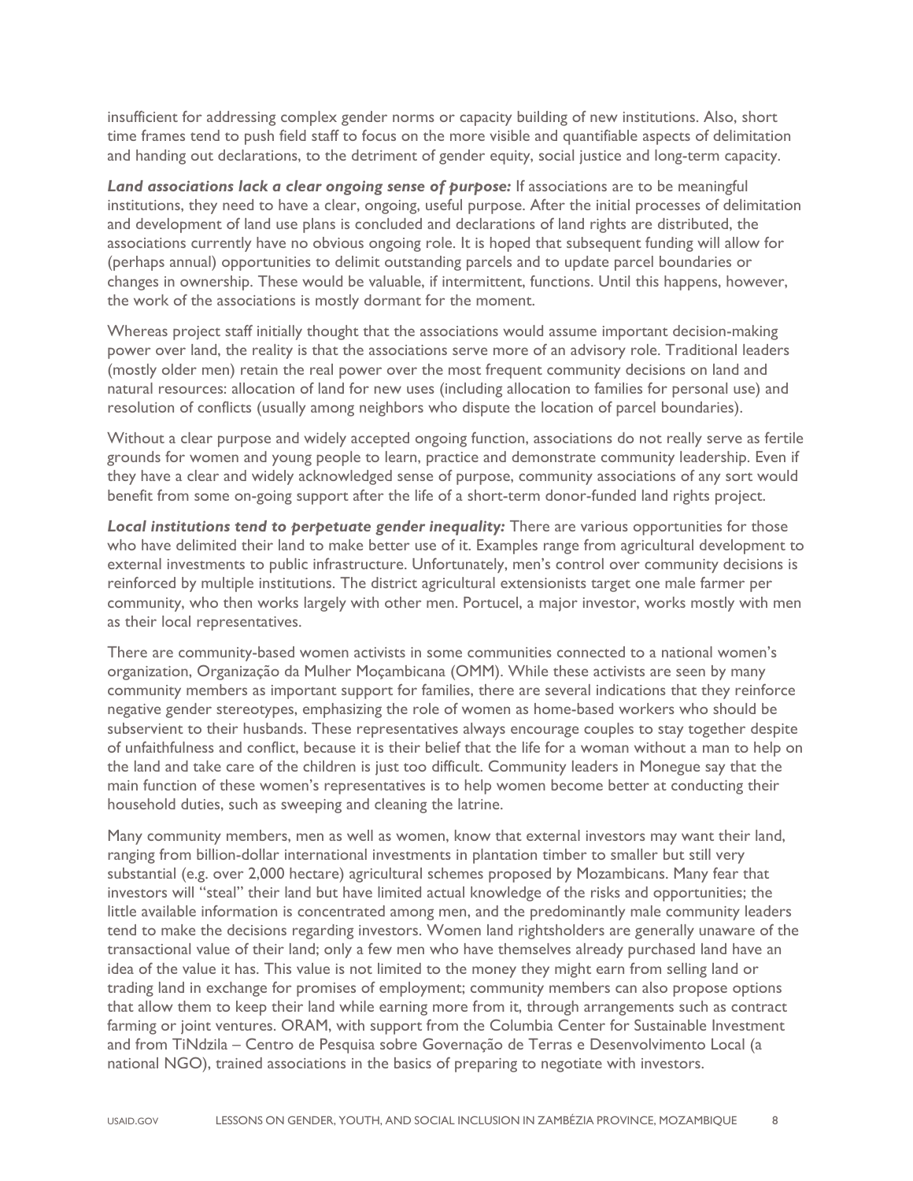insufficient for addressing complex gender norms or capacity building of new institutions. Also, short time frames tend to push field staff to focus on the more visible and quantifiable aspects of delimitation and handing out declarations, to the detriment of gender equity, social justice and long-term capacity.

***Land associations lack a clear ongoing sense of purpose:*** If associations are to be meaningful institutions, they need to have a clear, ongoing, useful purpose. After the initial processes of delimitation and development of land use plans is concluded and declarations of land rights are distributed, the associations currently have no obvious ongoing role. It is hoped that subsequent funding will allow for (perhaps annual) opportunities to delimit outstanding parcels and to update parcel boundaries or changes in ownership. These would be valuable, if intermittent, functions. Until this happens, however, the work of the associations is mostly dormant for the moment.

Whereas project staff initially thought that the associations would assume important decision-making power over land, the reality is that the associations serve more of an advisory role. Traditional leaders (mostly older men) retain the real power over the most frequent community decisions on land and natural resources: allocation of land for new uses (including allocation to families for personal use) and resolution of conflicts (usually among neighbors who dispute the location of parcel boundaries).

Without a clear purpose and widely accepted ongoing function, associations do not really serve as fertile grounds for women and young people to learn, practice and demonstrate community leadership. Even if they have a clear and widely acknowledged sense of purpose, community associations of any sort would benefit from some on-going support after the life of a short-term donor-funded land rights project.

***Local institutions tend to perpetuate gender inequality:*** There are various opportunities for those who have delimited their land to make better use of it. Examples range from agricultural development to external investments to public infrastructure. Unfortunately, men's control over community decisions is reinforced by multiple institutions. The district agricultural extensionists target one male farmer per community, who then works largely with other men. Portucel, a major investor, works mostly with men as their local representatives.

There are community-based women activists in some communities connected to a national women's organization, Organização da Mulher Moçambicana (OMM). While these activists are seen by many community members as important support for families, there are several indications that they reinforce negative gender stereotypes, emphasizing the role of women as home-based workers who should be subservient to their husbands. These representatives always encourage couples to stay together despite of unfaithfulness and conflict, because it is their belief that the life for a woman without a man to help on the land and take care of the children is just too difficult. Community leaders in Monegue say that the main function of these women's representatives is to help women become better at conducting their household duties, such as sweeping and cleaning the latrine.

Many community members, men as well as women, know that external investors may want their land, ranging from billion-dollar international investments in plantation timber to smaller but still very substantial (e.g. over 2,000 hectare) agricultural schemes proposed by Mozambicans. Many fear that investors will "steal" their land but have limited actual knowledge of the risks and opportunities; the little available information is concentrated among men, and the predominantly male community leaders tend to make the decisions regarding investors. Women land rightsholders are generally unaware of the transactional value of their land; only a few men who have themselves already purchased land have an idea of the value it has. This value is not limited to the money they might earn from selling land or trading land in exchange for promises of employment; community members can also propose options that allow them to keep their land while earning more from it, through arrangements such as contract farming or joint ventures. ORAM, with support from the Columbia Center for Sustainable Investment and from TiNdzila – Centro de Pesquisa sobre Governação de Terras e Desenvolvimento Local (a national NGO), trained associations in the basics of preparing to negotiate with investors.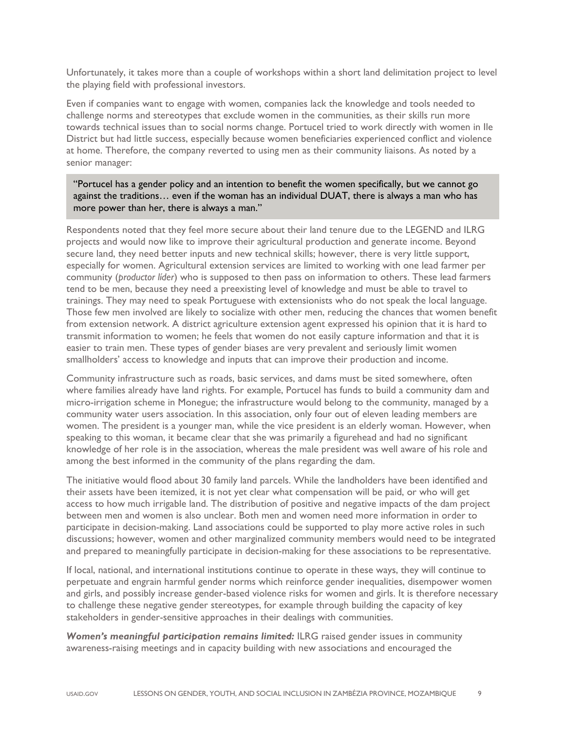Unfortunately, it takes more than a couple of workshops within a short land delimitation project to level the playing field with professional investors.

Even if companies want to engage with women, companies lack the knowledge and tools needed to challenge norms and stereotypes that exclude women in the communities, as their skills run more towards technical issues than to social norms change. Portucel tried to work directly with women in Ile District but had little success, especially because women beneficiaries experienced conflict and violence at home. Therefore, the company reverted to using men as their community liaisons. As noted by a senior manager:

> "Portucel has a gender policy and an intention to benefit the women specifically, but we cannot go against the traditions… even if the woman has an individual DUAT, there is always a man who has more power than her, there is always a man."

Respondents noted that they feel more secure about their land tenure due to the LEGEND and ILRG projects and would now like to improve their agricultural production and generate income. Beyond secure land, they need better inputs and new technical skills; however, there is very little support, especially for women. Agricultural extension services are limited to working with one lead farmer per community (*productor líder*) who is supposed to then pass on information to others. These lead farmers tend to be men, because they need a preexisting level of knowledge and must be able to travel to trainings. They may need to speak Portuguese with extensionists who do not speak the local language. Those few men involved are likely to socialize with other men, reducing the chances that women benefit from extension network. A district agriculture extension agent expressed his opinion that it is hard to transmit information to women; he feels that women do not easily capture information and that it is easier to train men. These types of gender biases are very prevalent and seriously limit women smallholders' access to knowledge and inputs that can improve their production and income.

Community infrastructure such as roads, basic services, and dams must be sited somewhere, often where families already have land rights. For example, Portucel has funds to build a community dam and micro-irrigation scheme in Monegue; the infrastructure would belong to the community, managed by a community water users association. In this association, only four out of eleven leading members are women. The president is a younger man, while the vice president is an elderly woman. However, when speaking to this woman, it became clear that she was primarily a figurehead and had no significant knowledge of her role is in the association, whereas the male president was well aware of his role and among the best informed in the community of the plans regarding the dam.

The initiative would flood about 30 family land parcels. While the landholders have been identified and their assets have been itemized, it is not yet clear what compensation will be paid, or who will get access to how much irrigable land. The distribution of positive and negative impacts of the dam project between men and women is also unclear. Both men and women need more information in order to participate in decision-making. Land associations could be supported to play more active roles in such discussions; however, women and other marginalized community members would need to be integrated and prepared to meaningfully participate in decision-making for these associations to be representative.

If local, national, and international institutions continue to operate in these ways, they will continue to perpetuate and engrain harmful gender norms which reinforce gender inequalities, disempower women and girls, and possibly increase gender-based violence risks for women and girls. It is therefore necessary to challenge these negative gender stereotypes, for example through building the capacity of key stakeholders in gender-sensitive approaches in their dealings with communities.

***Women's meaningful participation remains limited:*** ILRG raised gender issues in community awareness-raising meetings and in capacity building with new associations and encouraged the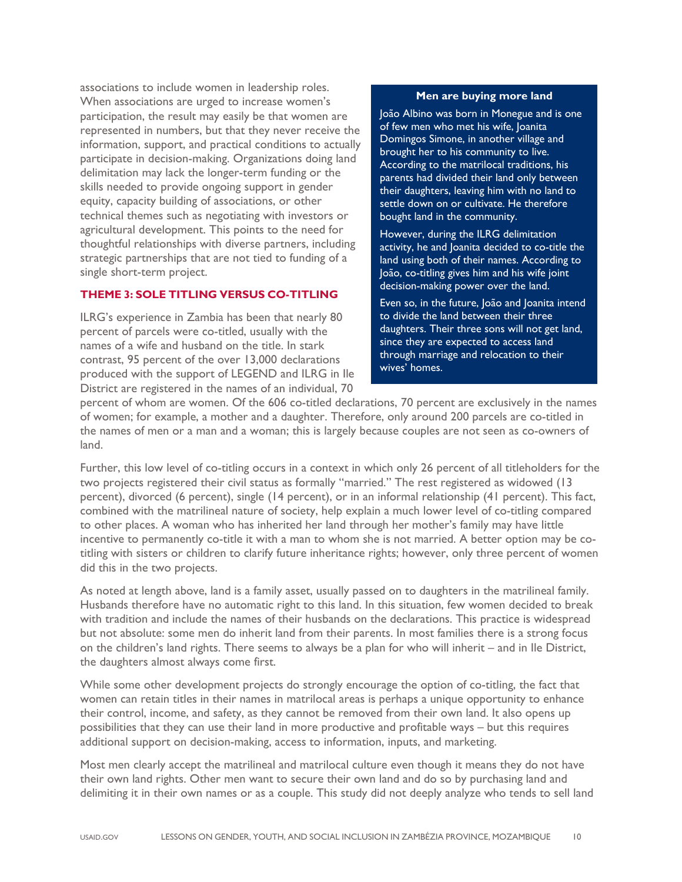associations to include women in leadership roles. When associations are urged to increase women's participation, the result may easily be that women are represented in numbers, but that they never receive the information, support, and practical conditions to actually participate in decision-making. Organizations doing land delimitation may lack the longer-term funding or the skills needed to provide ongoing support in gender equity, capacity building of associations, or other technical themes such as negotiating with investors or agricultural development. This points to the need for thoughtful relationships with diverse partners, including strategic partnerships that are not tied to funding of a single short-term project.

> **Men are buying more land**
>
> João Albino was born in Monegue and is one of few men who met his wife, Joanita Domingos Simone, in another village and brought her to his community to live. According to the matrilocal traditions, his parents had divided their land only between their daughters, leaving him with no land to settle down on or cultivate. He therefore bought land in the community.
>
> However, during the ILRG delimitation activity, he and Joanita decided to co-title the land using both of their names. According to João, co-titling gives him and his wife joint decision-making power over the land.
>
> Even so, in the future, João and Joanita intend to divide the land between their three daughters. Their three sons will not get land, since they are expected to access land through marriage and relocation to their wives' homes.

### THEME 3: SOLE TITLING VERSUS CO-TITLING

ILRG's experience in Zambia has been that nearly 80 percent of parcels were co-titled, usually with the names of a wife and husband on the title. In stark contrast, 95 percent of the over 13,000 declarations produced with the support of LEGEND and ILRG in Ile District are registered in the names of an individual, 70 percent of whom are women. Of the 606 co-titled declarations, 70 percent are exclusively in the names of women; for example, a mother and a daughter. Therefore, only around 200 parcels are co-titled in the names of men or a man and a woman; this is largely because couples are not seen as co-owners of land.

Further, this low level of co-titling occurs in a context in which only 26 percent of all titleholders for the two projects registered their civil status as formally "married." The rest registered as widowed (13 percent), divorced (6 percent), single (14 percent), or in an informal relationship (41 percent). This fact, combined with the matrilineal nature of society, help explain a much lower level of co-titling compared to other places. A woman who has inherited her land through her mother's family may have little incentive to permanently co-title it with a man to whom she is not married. A better option may be co-titling with sisters or children to clarify future inheritance rights; however, only three percent of women did this in the two projects.

As noted at length above, land is a family asset, usually passed on to daughters in the matrilineal family. Husbands therefore have no automatic right to this land. In this situation, few women decided to break with tradition and include the names of their husbands on the declarations. This practice is widespread but not absolute: some men do inherit land from their parents. In most families there is a strong focus on the children's land rights. There seems to always be a plan for who will inherit – and in Ile District, the daughters almost always come first.

While some other development projects do strongly encourage the option of co-titling, the fact that women can retain titles in their names in matrilocal areas is perhaps a unique opportunity to enhance their control, income, and safety, as they cannot be removed from their own land. It also opens up possibilities that they can use their land in more productive and profitable ways – but this requires additional support on decision-making, access to information, inputs, and marketing.

Most men clearly accept the matrilineal and matrilocal culture even though it means they do not have their own land rights. Other men want to secure their own land and do so by purchasing land and delimiting it in their own names or as a couple. This study did not deeply analyze who tends to sell land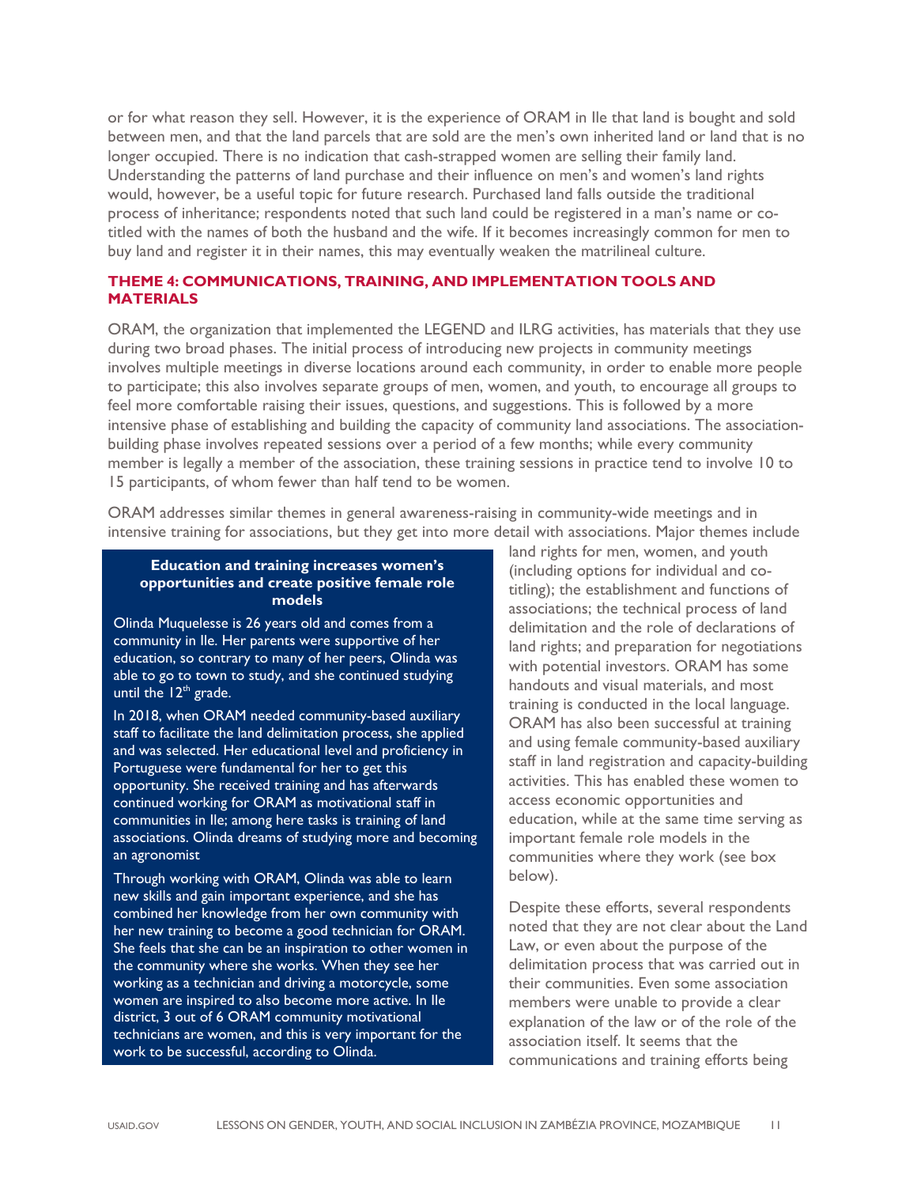or for what reason they sell. However, it is the experience of ORAM in Ile that land is bought and sold between men, and that the land parcels that are sold are the men's own inherited land or land that is no longer occupied. There is no indication that cash-strapped women are selling their family land. Understanding the patterns of land purchase and their influence on men's and women's land rights would, however, be a useful topic for future research. Purchased land falls outside the traditional process of inheritance; respondents noted that such land could be registered in a man's name or co-titled with the names of both the husband and the wife. If it becomes increasingly common for men to buy land and register it in their names, this may eventually weaken the matrilineal culture.

### THEME 4: COMMUNICATIONS, TRAINING, AND IMPLEMENTATION TOOLS AND MATERIALS

ORAM, the organization that implemented the LEGEND and ILRG activities, has materials that they use during two broad phases. The initial process of introducing new projects in community meetings involves multiple meetings in diverse locations around each community, in order to enable more people to participate; this also involves separate groups of men, women, and youth, to encourage all groups to feel more comfortable raising their issues, questions, and suggestions. This is followed by a more intensive phase of establishing and building the capacity of community land associations. The association-building phase involves repeated sessions over a period of a few months; while every community member is legally a member of the association, these training sessions in practice tend to involve 10 to 15 participants, of whom fewer than half tend to be women.

ORAM addresses similar themes in general awareness-raising in community-wide meetings and in intensive training for associations, but they get into more detail with associations. Major themes include land rights for men, women, and youth (including options for individual and co-titling); the establishment and functions of associations; the technical process of land delimitation and the role of declarations of land rights; and preparation for negotiations with potential investors. ORAM has some handouts and visual materials, and most training is conducted in the local language. ORAM has also been successful at training and using female community-based auxiliary staff in land registration and capacity-building activities. This has enabled these women to access economic opportunities and education, while at the same time serving as important female role models in the communities where they work (see box below).

> **Education and training increases women's opportunities and create positive female role models**
>
> Olinda Muquelesse is 26 years old and comes from a community in Ile. Her parents were supportive of her education, so contrary to many of her peers, Olinda was able to go to town to study, and she continued studying until the 12th grade.
>
> In 2018, when ORAM needed community-based auxiliary staff to facilitate the land delimitation process, she applied and was selected. Her educational level and proficiency in Portuguese were fundamental for her to get this opportunity. She received training and has afterwards continued working for ORAM as motivational staff in communities in Ile; among here tasks is training of land associations. Olinda dreams of studying more and becoming an agronomist
>
> Through working with ORAM, Olinda was able to learn new skills and gain important experience, and she has combined her knowledge from her own community with her new training to become a good technician for ORAM. She feels that she can be an inspiration to other women in the community where she works. When they see her working as a technician and driving a motorcycle, some women are inspired to also become more active. In Ile district, 3 out of 6 ORAM community motivational technicians are women, and this is very important for the work to be successful, according to Olinda.

Despite these efforts, several respondents noted that they are not clear about the Land Law, or even about the purpose of the delimitation process that was carried out in their communities. Even some association members were unable to provide a clear explanation of the law or of the role of the association itself. It seems that the communications and training efforts being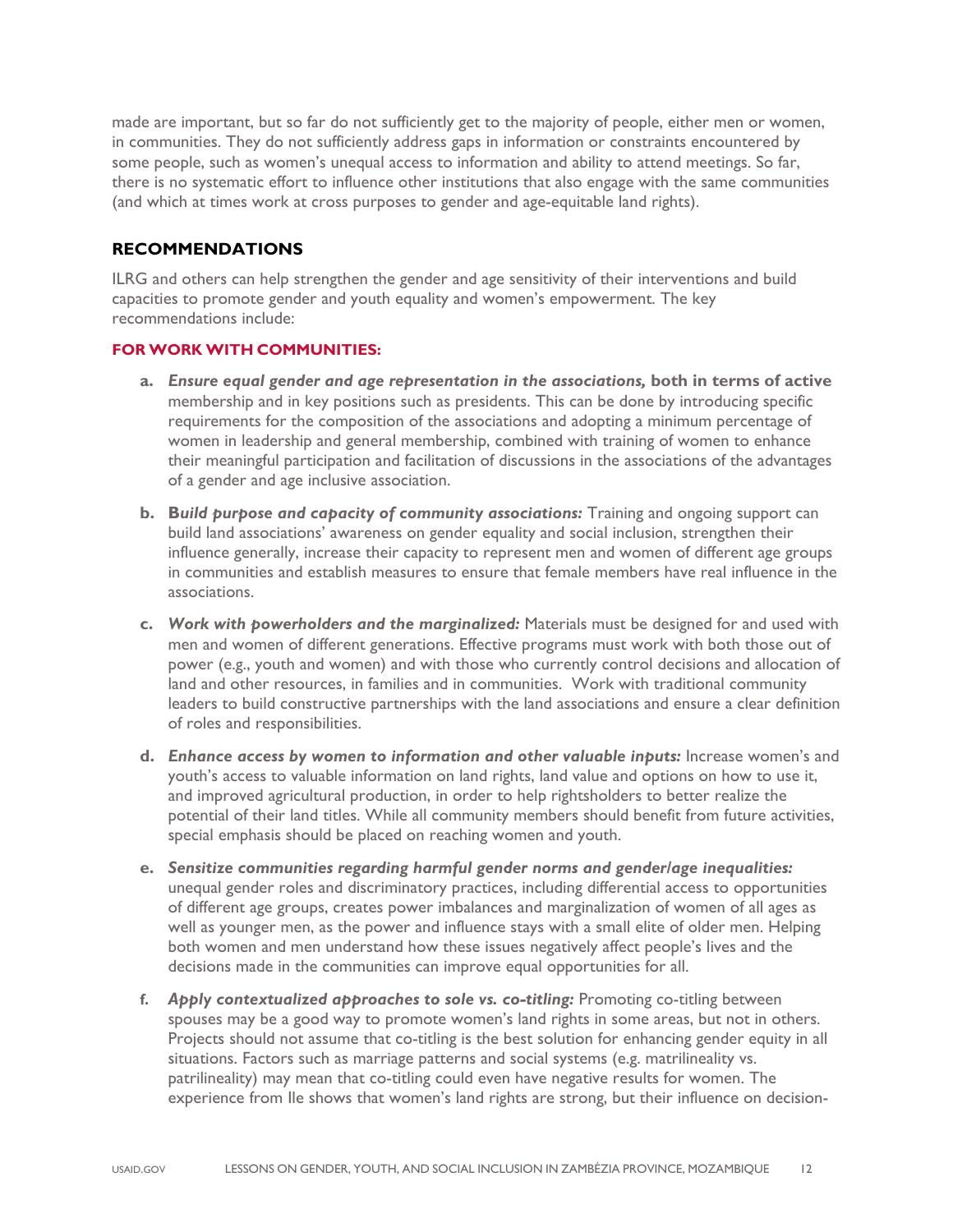made are important, but so far do not sufficiently get to the majority of people, either men or women, in communities. They do not sufficiently address gaps in information or constraints encountered by some people, such as women's unequal access to information and ability to attend meetings. So far, there is no systematic effort to influence other institutions that also engage with the same communities (and which at times work at cross purposes to gender and age-equitable land rights).

## RECOMMENDATIONS

ILRG and others can help strengthen the gender and age sensitivity of their interventions and build capacities to promote gender and youth equality and women's empowerment. The key recommendations include:

### FOR WORK WITH COMMUNITIES:

a. ***Ensure equal gender and age representation in the associations,*** **both in terms of active** membership and in key positions such as presidents. This can be done by introducing specific requirements for the composition of the associations and adopting a minimum percentage of women in leadership and general membership, combined with training of women to enhance their meaningful participation and facilitation of discussions in the associations of the advantages of a gender and age inclusive association.

b. **B*uild purpose and capacity of community associations:*** Training and ongoing support can build land associations' awareness on gender equality and social inclusion, strengthen their influence generally, increase their capacity to represent men and women of different age groups in communities and establish measures to ensure that female members have real influence in the associations.

c. ***Work with powerholders and the marginalized:*** Materials must be designed for and used with men and women of different generations. Effective programs must work with both those out of power (e.g., youth and women) and with those who currently control decisions and allocation of land and other resources, in families and in communities. Work with traditional community leaders to build constructive partnerships with the land associations and ensure a clear definition of roles and responsibilities.

d. ***Enhance access by women to information and other valuable inputs:*** Increase women's and youth's access to valuable information on land rights, land value and options on how to use it, and improved agricultural production, in order to help rightsholders to better realize the potential of their land titles. While all community members should benefit from future activities, special emphasis should be placed on reaching women and youth.

e. ***Sensitize communities regarding harmful gender norms and gender/age inequalities:*** unequal gender roles and discriminatory practices, including differential access to opportunities of different age groups, creates power imbalances and marginalization of women of all ages as well as younger men, as the power and influence stays with a small elite of older men. Helping both women and men understand how these issues negatively affect people's lives and the decisions made in the communities can improve equal opportunities for all.

f. ***Apply contextualized approaches to sole vs. co-titling:*** Promoting co-titling between spouses may be a good way to promote women's land rights in some areas, but not in others. Projects should not assume that co-titling is the best solution for enhancing gender equity in all situations. Factors such as marriage patterns and social systems (e.g. matrilineality vs. patrilineality) may mean that co-titling could even have negative results for women. The experience from Ile shows that women's land rights are strong, but their influence on decision-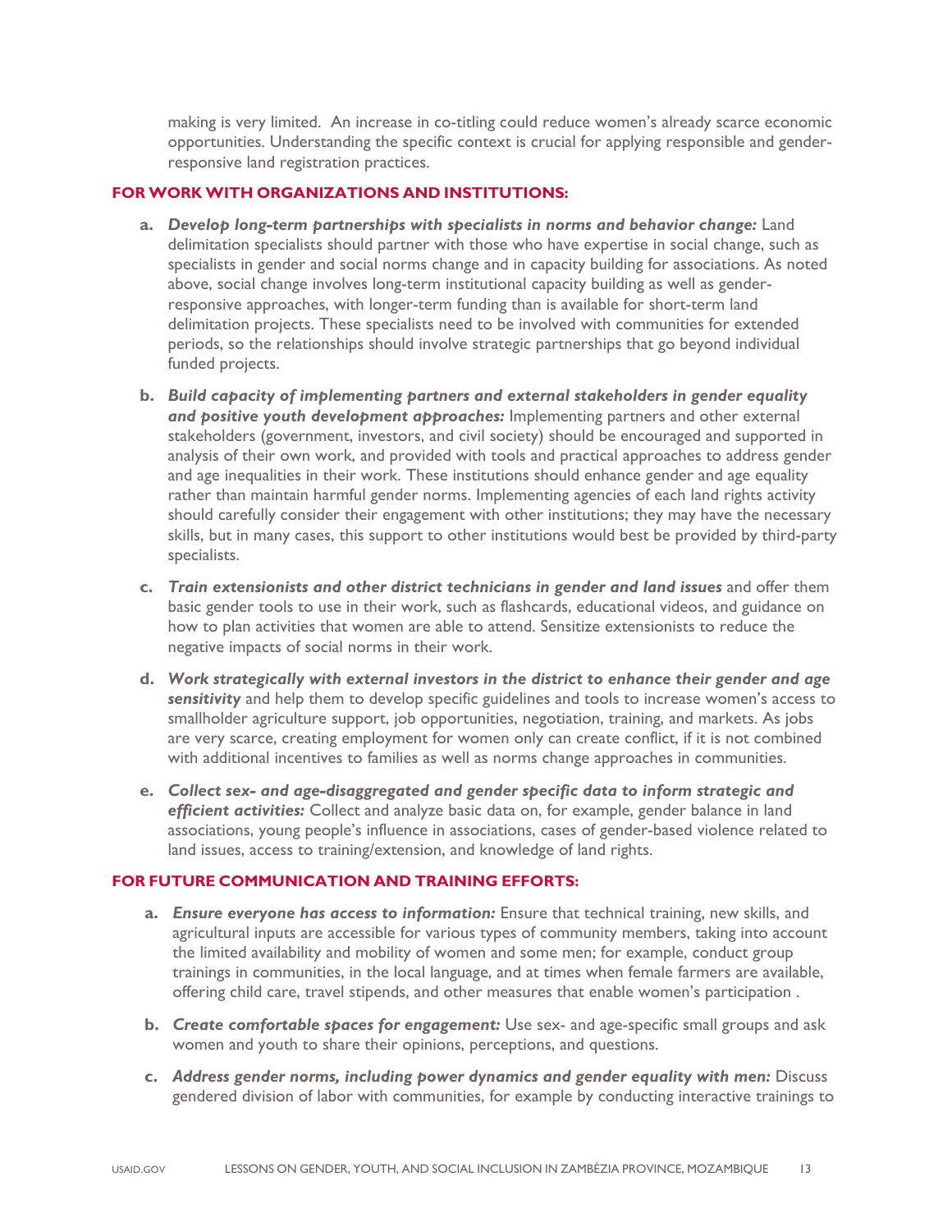making is very limited. An increase in co-titling could reduce women's already scarce economic opportunities. Understanding the specific context is crucial for applying responsible and gender-responsive land registration practices.

**FOR WORK WITH ORGANIZATIONS AND INSTITUTIONS:**

a. ***Develop long-term partnerships with specialists in norms and behavior change:*** Land delimitation specialists should partner with those who have expertise in social change, such as specialists in gender and social norms change and in capacity building for associations. As noted above, social change involves long-term institutional capacity building as well as gender-responsive approaches, with longer-term funding than is available for short-term land delimitation projects. These specialists need to be involved with communities for extended periods, so the relationships should involve strategic partnerships that go beyond individual funded projects.

b. ***Build capacity of implementing partners and external stakeholders in gender equality and positive youth development approaches:*** Implementing partners and other external stakeholders (government, investors, and civil society) should be encouraged and supported in analysis of their own work, and provided with tools and practical approaches to address gender and age inequalities in their work. These institutions should enhance gender and age equality rather than maintain harmful gender norms. Implementing agencies of each land rights activity should carefully consider their engagement with other institutions; they may have the necessary skills, but in many cases, this support to other institutions would best be provided by third-party specialists.

c. ***Train extensionists and other district technicians in gender and land issues*** and offer them basic gender tools to use in their work, such as flashcards, educational videos, and guidance on how to plan activities that women are able to attend. Sensitize extensionists to reduce the negative impacts of social norms in their work.

d. ***Work strategically with external investors in the district to enhance their gender and age sensitivity*** and help them to develop specific guidelines and tools to increase women's access to smallholder agriculture support, job opportunities, negotiation, training, and markets. As jobs are very scarce, creating employment for women only can create conflict, if it is not combined with additional incentives to families as well as norms change approaches in communities.

e. ***Collect sex- and age-disaggregated and gender specific data to inform strategic and efficient activities:*** Collect and analyze basic data on, for example, gender balance in land associations, young people's influence in associations, cases of gender-based violence related to land issues, access to training/extension, and knowledge of land rights.

**FOR FUTURE COMMUNICATION AND TRAINING EFFORTS:**

a. ***Ensure everyone has access to information:*** Ensure that technical training, new skills, and agricultural inputs are accessible for various types of community members, taking into account the limited availability and mobility of women and some men; for example, conduct group trainings in communities, in the local language, and at times when female farmers are available, offering child care, travel stipends, and other measures that enable women's participation .

b. ***Create comfortable spaces for engagement:*** Use sex- and age-specific small groups and ask women and youth to share their opinions, perceptions, and questions.

c. ***Address gender norms, including power dynamics and gender equality with men:*** Discuss gendered division of labor with communities, for example by conducting interactive trainings to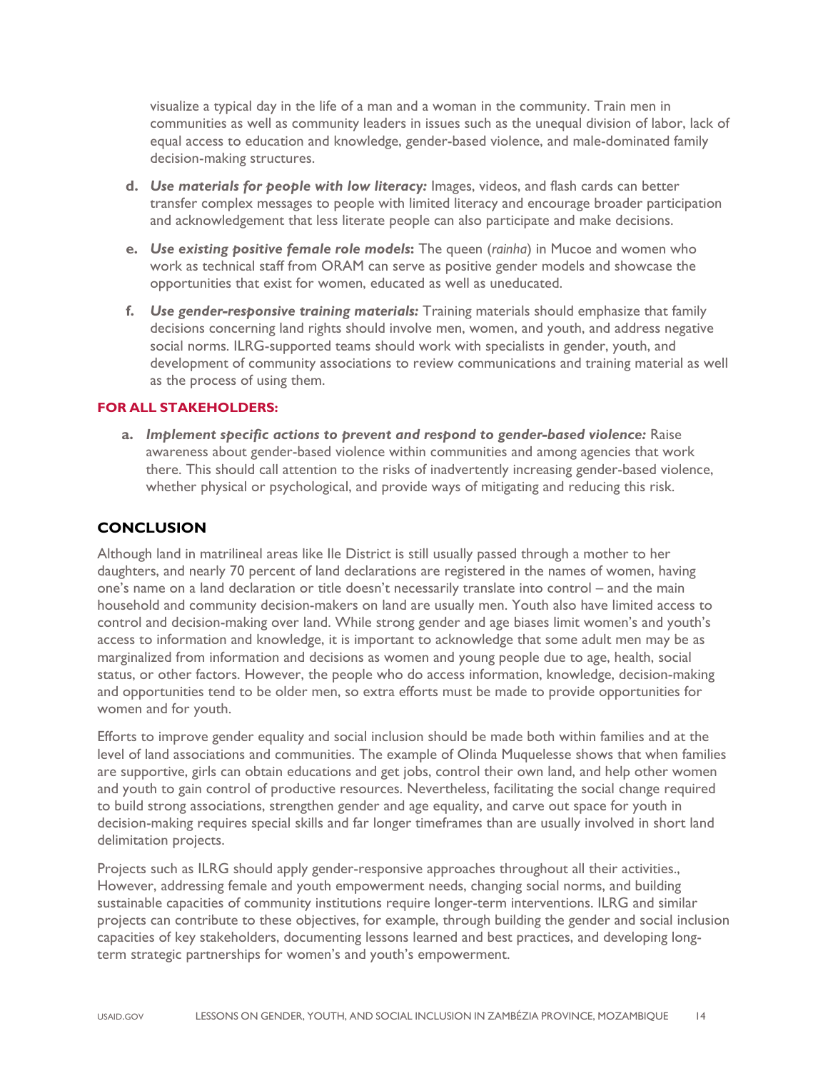visualize a typical day in the life of a man and a woman in the community. Train men in communities as well as community leaders in issues such as the unequal division of labor, lack of equal access to education and knowledge, gender-based violence, and male-dominated family decision-making structures.

d. ***Use materials for people with low literacy:*** Images, videos, and flash cards can better transfer complex messages to people with limited literacy and encourage broader participation and acknowledgement that less literate people can also participate and make decisions.

e. ***Use existing positive female role models*:** The queen (*rainha*) in Mucoe and women who work as technical staff from ORAM can serve as positive gender models and showcase the opportunities that exist for women, educated as well as uneducated.

f. ***Use gender-responsive training materials:*** Training materials should emphasize that family decisions concerning land rights should involve men, women, and youth, and address negative social norms. ILRG-supported teams should work with specialists in gender, youth, and development of community associations to review communications and training material as well as the process of using them.

**FOR ALL STAKEHOLDERS:**

a. ***Implement specific actions to prevent and respond to gender-based violence:*** Raise awareness about gender-based violence within communities and among agencies that work there. This should call attention to the risks of inadvertently increasing gender-based violence, whether physical or psychological, and provide ways of mitigating and reducing this risk.

## CONCLUSION

Although land in matrilineal areas like Ile District is still usually passed through a mother to her daughters, and nearly 70 percent of land declarations are registered in the names of women, having one's name on a land declaration or title doesn't necessarily translate into control – and the main household and community decision-makers on land are usually men. Youth also have limited access to control and decision-making over land. While strong gender and age biases limit women's and youth's access to information and knowledge, it is important to acknowledge that some adult men may be as marginalized from information and decisions as women and young people due to age, health, social status, or other factors. However, the people who do access information, knowledge, decision-making and opportunities tend to be older men, so extra efforts must be made to provide opportunities for women and for youth.

Efforts to improve gender equality and social inclusion should be made both within families and at the level of land associations and communities. The example of Olinda Muquelesse shows that when families are supportive, girls can obtain educations and get jobs, control their own land, and help other women and youth to gain control of productive resources. Nevertheless, facilitating the social change required to build strong associations, strengthen gender and age equality, and carve out space for youth in decision-making requires special skills and far longer timeframes than are usually involved in short land delimitation projects.

Projects such as ILRG should apply gender-responsive approaches throughout all their activities., However, addressing female and youth empowerment needs, changing social norms, and building sustainable capacities of community institutions require longer-term interventions. ILRG and similar projects can contribute to these objectives, for example, through building the gender and social inclusion capacities of key stakeholders, documenting lessons learned and best practices, and developing long-term strategic partnerships for women's and youth's empowerment.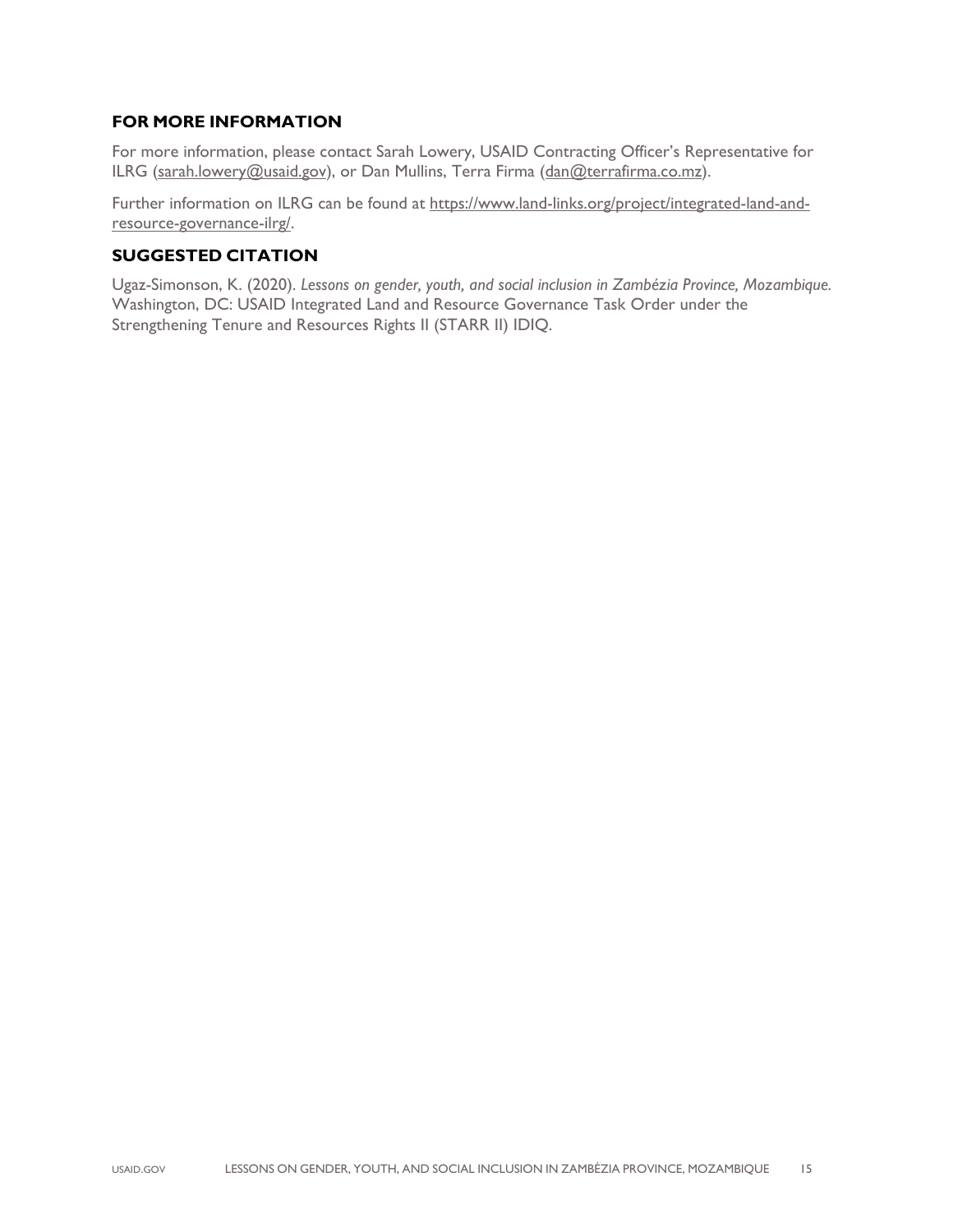## FOR MORE INFORMATION

For more information, please contact Sarah Lowery, USAID Contracting Officer's Representative for ILRG (sarah.lowery@usaid.gov), or Dan Mullins, Terra Firma (dan@terrafirma.co.mz).

Further information on ILRG can be found at https://www.land-links.org/project/integrated-land-and-resource-governance-ilrg/.

## SUGGESTED CITATION

Ugaz-Simonson, K. (2020). *Lessons on gender, youth, and social inclusion in Zambézia Province, Mozambique.* Washington, DC: USAID Integrated Land and Resource Governance Task Order under the Strengthening Tenure and Resources Rights II (STARR II) IDIQ.